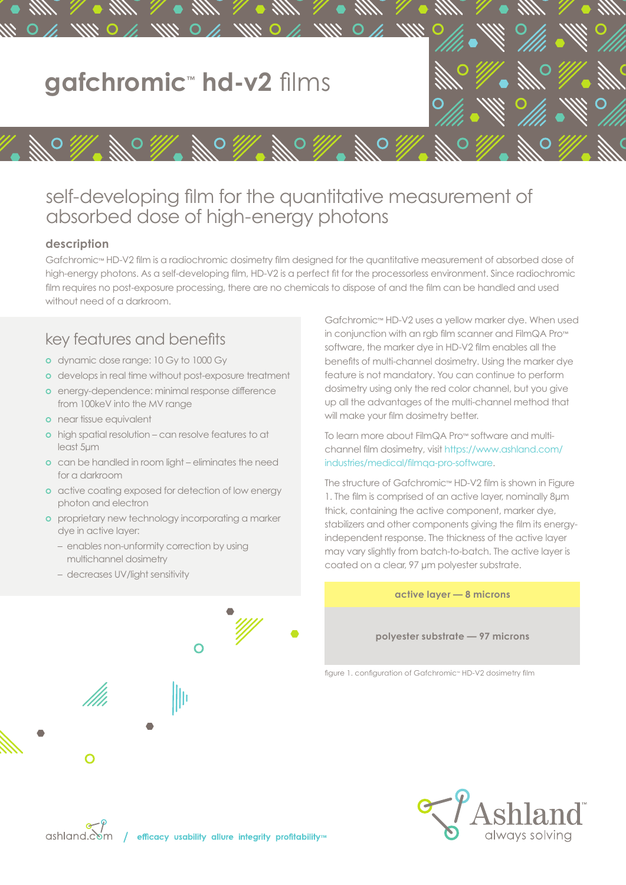# gafchromic™ hd-v2 films

## self-developing film for the quantitative measurement of absorbed dose of high-energy photons

### description

Gafchromic™ HD-V2 film is a radiochromic dosimetry film designed for the quantitative measurement of absorbed dose of high-energy photons. As a self-developing film, HD-V2 is a perfect fit for the processorless environment. Since radiochromic film requires no post-exposure processing, there are no chemicals to dispose of and the film can be handled and used without need of a darkroom.

## key features and benefits

- dynamic dose range: 10 Gy to 1000 Gy
- develops in real time without post-exposure treatment
- energy-dependence: minimal response difference from 100keV into the MV range
- near tissue equivalent
- high spatial resolution – can resolve features to at least 5µm
- can be handled in room light – eliminates the need for a darkroom
- active coating exposed for detection of low energy photon and electron
- proprietary new technology incorporating a marker dye in active layer:
  - enables non-unformity correction by using multichannel dosimetry
  - decreases UV/light sensitivity

Gafchromic™ HD-V2 uses a yellow marker dye. When used in conjunction with an rgb film scanner and FilmQA Pro™ software, the marker dye in HD-V2 film enables all the benefits of multi-channel dosimetry. Using the marker dye feature is not mandatory. You can continue to perform dosimetry using only the red color channel, but you give up all the advantages of the multi-channel method that will make your film dosimetry better.

To learn more about FilmQA Pro™ software and multi-channel film dosimetry, visit https://www.ashland.com/industries/medical/filmqa-pro-software.

The structure of Gafchromic™ HD-V2 film is shown in Figure 1. The film is comprised of an active layer, nominally 8µm thick, containing the active component, marker dye, stabilizers and other components giving the film its energy-independent response. The thickness of the active layer may vary slightly from batch-to-batch. The active layer is coated on a clear, 97 µm polyester substrate.

| active layer — 8 microns |
|---|
| polyester substrate — 97 microns |

figure 1. configuration of Gafchromic™ HD-V2 dosimetry film

ashland.com / efficacy usability allure integrity profitability™

Ashland™ always solving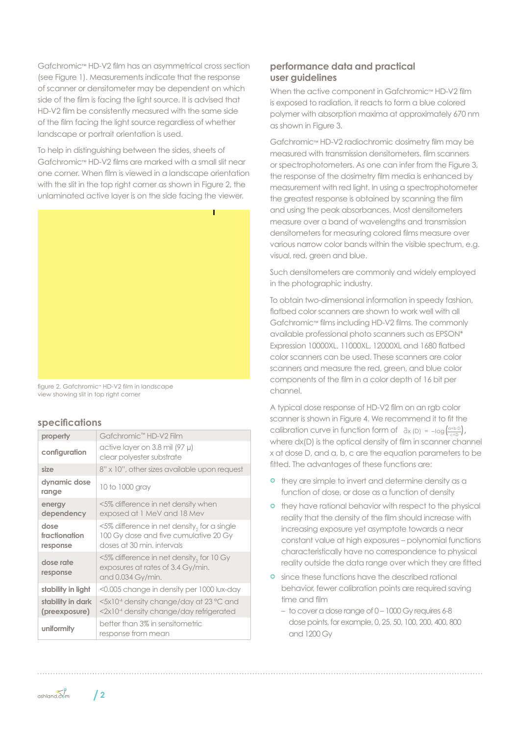Gafchromic™ HD-V2 film has an asymmetrical cross section (see Figure 1). Measurements indicate that the response of scanner or densitometer may be dependent on which side of the film is facing the light source. It is advised that HD-V2 film be consistently measured with the same side of the film facing the light source regardless of whether landscape or portrait orientation is used.

To help in distinguishing between the sides, sheets of Gafchromic™ HD-V2 films are marked with a small slit near one corner. When film is viewed in a landscape orientation with the slit in the top right corner as shown in Figure 2, the unlaminated active layer is on the side facing the viewer.

figure 2. Gafchromic™ HD-V2 film in landscape view showing slit in top right corner

## specifications

| property | Gafchromic™ HD-V2 Film |
|---|---|
| configuration | active layer on 3.8 mil (97 µ) clear polyester substrate |
| size | 8" x 10", other sizes available upon request |
| dynamic dose range | 10 to 1000 gray |
| energy dependency | <5% difference in net density when exposed at 1 MeV and 18 Mev |
| dose fractionation response | <5% difference in net density$_2$ for a single 100 Gy dose and five cumulative 20 Gy doses at 30 min. intervals |
| dose rate response | <5% difference in net density$_2$ for 10 Gy exposures at rates of 3.4 Gy/min. and 0.034 Gy/min. |
| stability in light | <0.005 change in density per 1000 lux-day |
| stability in dark (preexposure) | $<5x10^{-4}$ density change/day at 23 °C and $<2x10^{-4}$ density change/day refrigerated |
| uniformity | better than 3% in sensitometric response from mean |

## performance data and practical user guidelines

When the active component in Gafchromic™ HD-V2 film is exposed to radiation, it reacts to form a blue colored polymer with absorption maxima at approximately 670 nm as shown in Figure 3.

Gafchromic™ HD-V2 radiochromic dosimetry film may be measured with transmission densitometers, film scanners or spectrophotometers. As one can infer from the Figure 3, the response of the dosimetry film media is enhanced by measurement with red light. In using a spectrophotometer the greatest response is obtained by scanning the film and using the peak absorbances. Most densitometers measure over a band of wavelengths and transmission densitometers for measuring colored films measure over various narrow color bands within the visible spectrum, e.g. visual, red, green and blue.

Such densitometers are commonly and widely employed in the photographic industry.

To obtain two-dimensional information in speedy fashion, flatbed color scanners are shown to work well with all Gafchromic™ films including HD-V2 films. The commonly available professional photo scanners such as EPSON* Expression 10000XL, 11000XL, 12000XL and 1680 flatbed color scanners can be used. These scanners are color scanners and measure the red, green, and blue color components of the film in a color depth of 16 bit per channel.

A typical dose response of HD-V2 film on an rgb color scanner is shown in Figure 4. We recommend it to fit the calibration curve in function form of $d_X(D) = -\log\left(\frac{a+bD}{c+D}\right)$, where dx(D) is the optical density of film in scanner channel x at dose D, and a, b, c are the equation parameters to be fitted. The advantages of these functions are:

- they are simple to invert and determine density as a function of dose, or dose as a function of density
- they have rational behavior with respect to the physical reality that the density of the film should increase with increasing exposure yet asymptote towards a near constant value at high exposures – polynomial functions characteristically have no correspondence to physical reality outside the data range over which they are fitted
- since these functions have the described rational behavior, fewer calibration points are required saving time and film
  - to cover a dose range of 0 – 1000 Gy requires 6-8 dose points, for example, 0, 25, 50, 100, 200, 400, 800 and 1200 Gy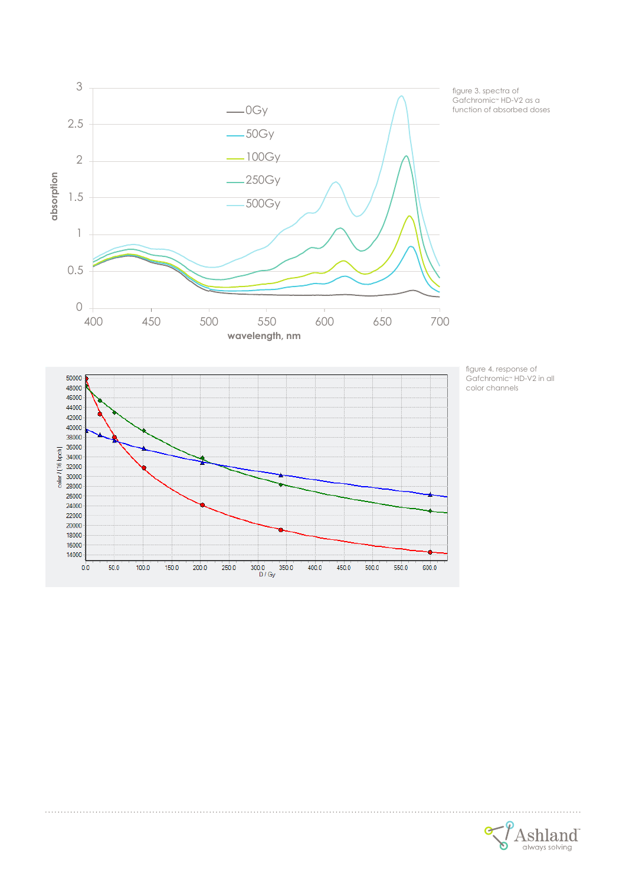figure 3. spectra of Gafchromic™ HD-V2 as a function of absorbed doses

figure 4. response of Gafchromic™ HD-V2 in all color channels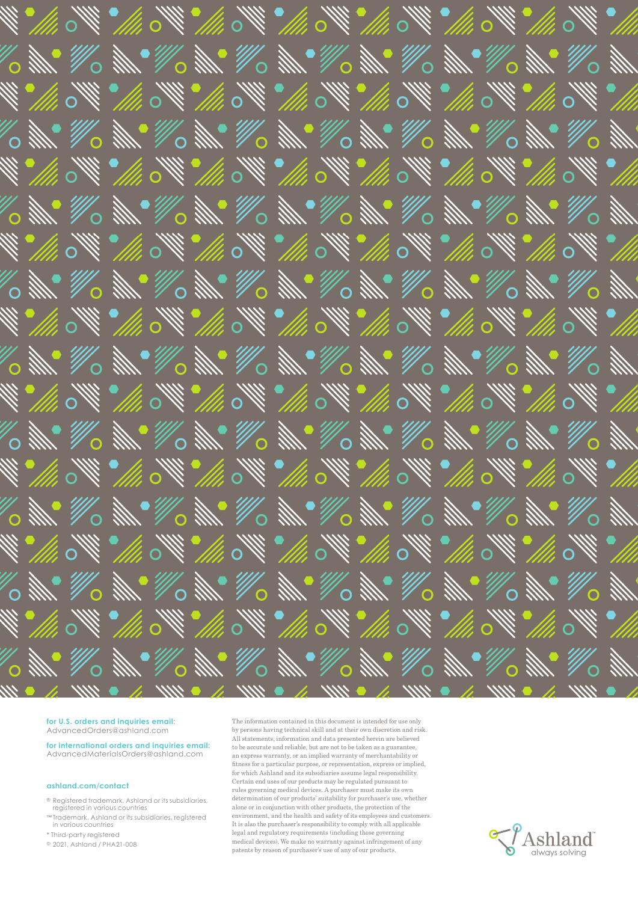**for U.S. orders and inquiries email:**
AdvancedOrders@ashland.com

**for international orders and inquiries email:**
AdvancedMaterialsOrders@ashland.com

**ashland.com/contact**

® Registered trademark, Ashland or its subsidiaries, registered in various countries
™ Trademark, Ashland or its subsidiaries, registered in various countries
* Third-party registered
© 2021, Ashland / PHA21-008

The information contained in this document is intended for use only by persons having technical skill and at their own discretion and risk. All statements, information and data presented herein are believed to be accurate and reliable, but are not to be taken as a guarantee, an express warranty, or an implied warranty of merchantability or fitness for a particular purpose, or representation, express or implied, for which Ashland and its subsidiaries assume legal responsibility. Certain end uses of our products may be regulated pursuant to rules governing medical devices. A purchaser must make its own determination of our products' suitability for purchaser's use, whether alone or in conjunction with other products, the protection of the environment, and the health and safety of its employees and customers. It is also the purchaser's responsibility to comply with all applicable legal and regulatory requirements (including those governing medical devices). We make no warranty against infringement of any patents by reason of purchaser's use of any of our products.

Ashland™
always solving